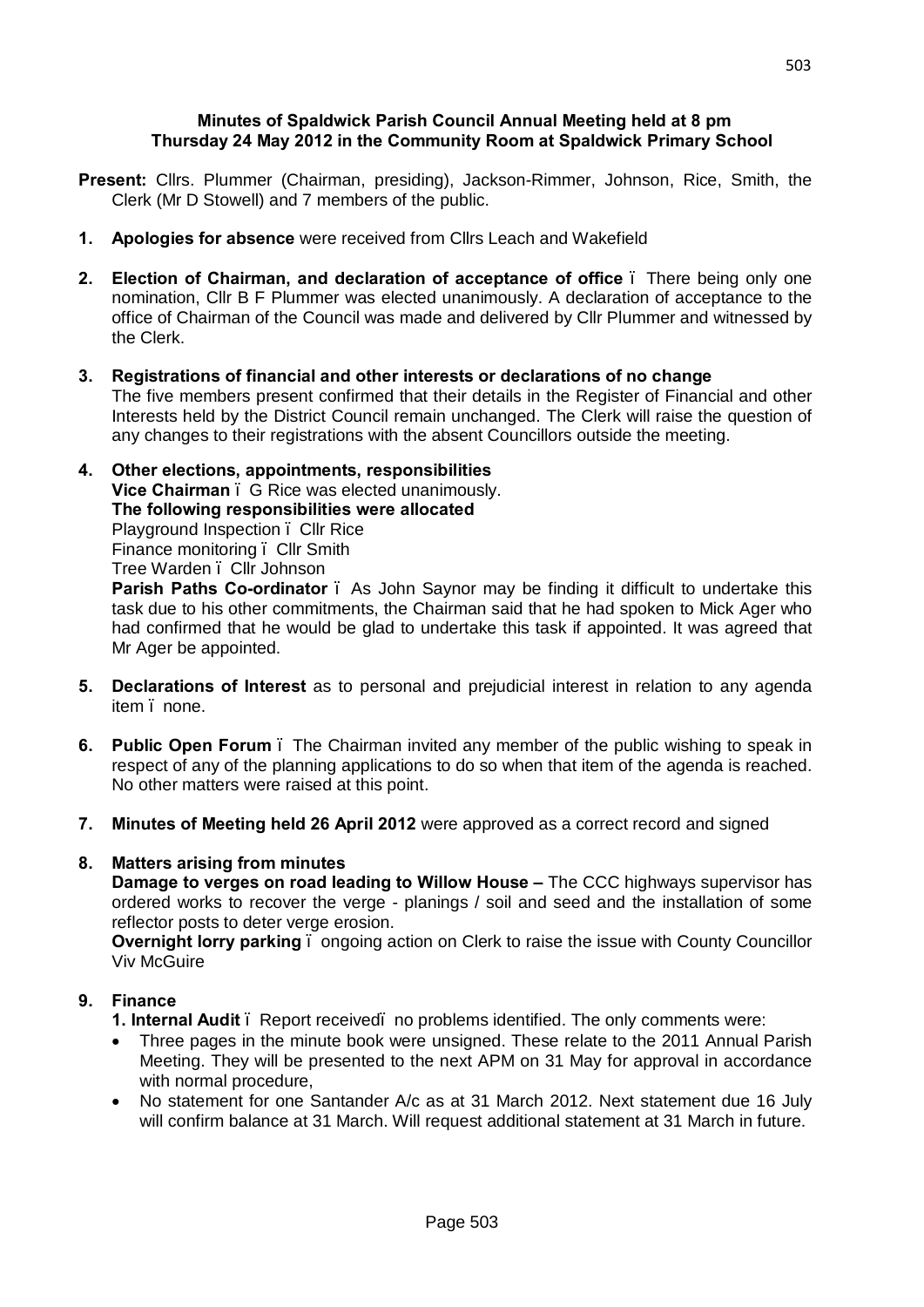**Minutes of Spaldwick Parish Council Annual Meeting held at 8 pm Thursday 24 May 2012 in the Community Room at Spaldwick Primary School**

**Present:** Cllrs. Plummer (Chairman, presiding), Jackson-Rimmer, Johnson, Rice, Smith, the Clerk (Mr D Stowell) and 7 members of the public.

1. **Apologies for absence** were received from Cllrs Leach and Wakefield

2. **Election of Chairman, and declaration of acceptance of office** – There being only one nomination, Cllr B F Plummer was elected unanimously. A declaration of acceptance to the office of Chairman of the Council was made and delivered by Cllr Plummer and witnessed by the Clerk.

3. **Registrations of financial and other interests or declarations of no change**
The five members present confirmed that their details in the Register of Financial and other Interests held by the District Council remain unchanged. The Clerk will raise the question of any changes to their registrations with the absent Councillors outside the meeting.

4. **Other elections, appointments, responsibilities**
**Vice Chairman** – G Rice was elected unanimously.
**The following responsibilities were allocated**
Playground Inspection – Cllr Rice
Finance monitoring – Cllr Smith
Tree Warden – Cllr Johnson
**Parish Paths Co-ordinator** – As John Saynor may be finding it difficult to undertake this task due to his other commitments, the Chairman said that he had spoken to Mick Ager who had confirmed that he would be glad to undertake this task if appointed. It was agreed that Mr Ager be appointed.

5. **Declarations of Interest** as to personal and prejudicial interest in relation to any agenda item – none.

6. **Public Open Forum** – The Chairman invited any member of the public wishing to speak in respect of any of the planning applications to do so when that item of the agenda is reached. No other matters were raised at this point.

7. **Minutes of Meeting held 26 April 2012** were approved as a correct record and signed

8. **Matters arising from minutes**
**Damage to verges on road leading to Willow House –** The CCC highways supervisor has ordered works to recover the verge - planings / soil and seed and the installation of some reflector posts to deter verge erosion.
**Overnight lorry parking** – ongoing action on Clerk to raise the issue with County Councillor Viv McGuire

9. **Finance**
**1. Internal Audit** – Report received – no problems identified. The only comments were:
   - Three pages in the minute book were unsigned. These relate to the 2011 Annual Parish Meeting. They will be presented to the next APM on 31 May for approval in accordance with normal procedure,
   - No statement for one Santander A/c as at 31 March 2012. Next statement due 16 July will confirm balance at 31 March. Will request additional statement at 31 March in future.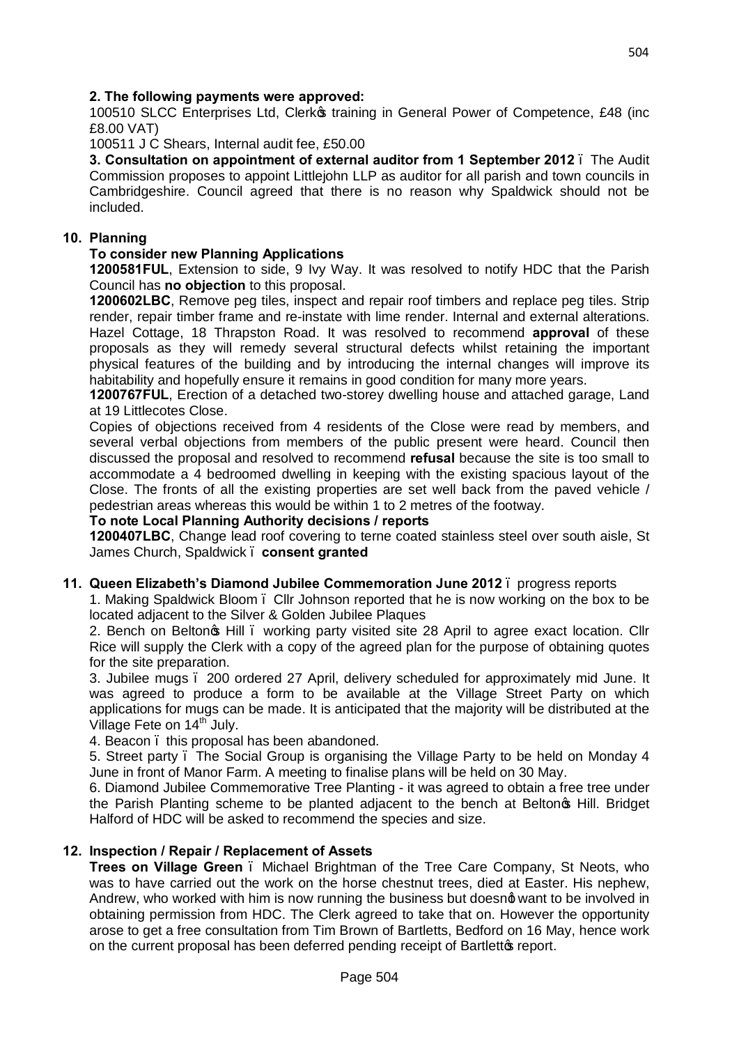**2. The following payments were approved:**

100510 SLCC Enterprises Ltd, Clerk's training in General Power of Competence, £48 (inc £8.00 VAT)

100511 J C Shears, Internal audit fee, £50.00

**3. Consultation on appointment of external auditor from 1 September 2012** – The Audit Commission proposes to appoint Littlejohn LLP as auditor for all parish and town councils in Cambridgeshire. Council agreed that there is no reason why Spaldwick should not be included.

## 10. Planning

**To consider new Planning Applications**

**1200581FUL**, Extension to side, 9 Ivy Way. It was resolved to notify HDC that the Parish Council has **no objection** to this proposal.

**1200602LBC**, Remove peg tiles, inspect and repair roof timbers and replace peg tiles. Strip render, repair timber frame and re-instate with lime render. Internal and external alterations. Hazel Cottage, 18 Thrapston Road. It was resolved to recommend **approval** of these proposals as they will remedy several structural defects whilst retaining the important physical features of the building and by introducing the internal changes will improve its habitability and hopefully ensure it remains in good condition for many more years.

**1200767FUL**, Erection of a detached two-storey dwelling house and attached garage, Land at 19 Littlecotes Close.

Copies of objections received from 4 residents of the Close were read by members, and several verbal objections from members of the public present were heard. Council then discussed the proposal and resolved to recommend **refusal** because the site is too small to accommodate a 4 bedroomed dwelling in keeping with the existing spacious layout of the Close. The fronts of all the existing properties are set well back from the paved vehicle / pedestrian areas whereas this would be within 1 to 2 metres of the footway.

**To note Local Planning Authority decisions / reports**

**1200407LBC**, Change lead roof covering to terne coated stainless steel over south aisle, St James Church, Spaldwick – **consent granted**

## 11. Queen Elizabeth's Diamond Jubilee Commemoration June 2012 – progress reports

1. Making Spaldwick Bloom – Cllr Johnson reported that he is now working on the box to be located adjacent to the Silver & Golden Jubilee Plaques
2. Bench on Belton's Hill – working party visited site 28 April to agree exact location. Cllr Rice will supply the Clerk with a copy of the agreed plan for the purpose of obtaining quotes for the site preparation.
3. Jubilee mugs – 200 ordered 27 April, delivery scheduled for approximately mid June. It was agreed to produce a form to be available at the Village Street Party on which applications for mugs can be made. It is anticipated that the majority will be distributed at the Village Fete on 14th July.
4. Beacon – this proposal has been abandoned.
5. Street party – The Social Group is organising the Village Party to be held on Monday 4 June in front of Manor Farm. A meeting to finalise plans will be held on 30 May.
6. Diamond Jubilee Commemorative Tree Planting - it was agreed to obtain a free tree under the Parish Planting scheme to be planted adjacent to the bench at Belton's Hill. Bridget Halford of HDC will be asked to recommend the species and size.

## 12. Inspection / Repair / Replacement of Assets

**Trees on Village Green** – Michael Brightman of the Tree Care Company, St Neots, who was to have carried out the work on the horse chestnut trees, died at Easter. His nephew, Andrew, who worked with him is now running the business but doesn't want to be involved in obtaining permission from HDC. The Clerk agreed to take that on. However the opportunity arose to get a free consultation from Tim Brown of Bartletts, Bedford on 16 May, hence work on the current proposal has been deferred pending receipt of Bartlett's report.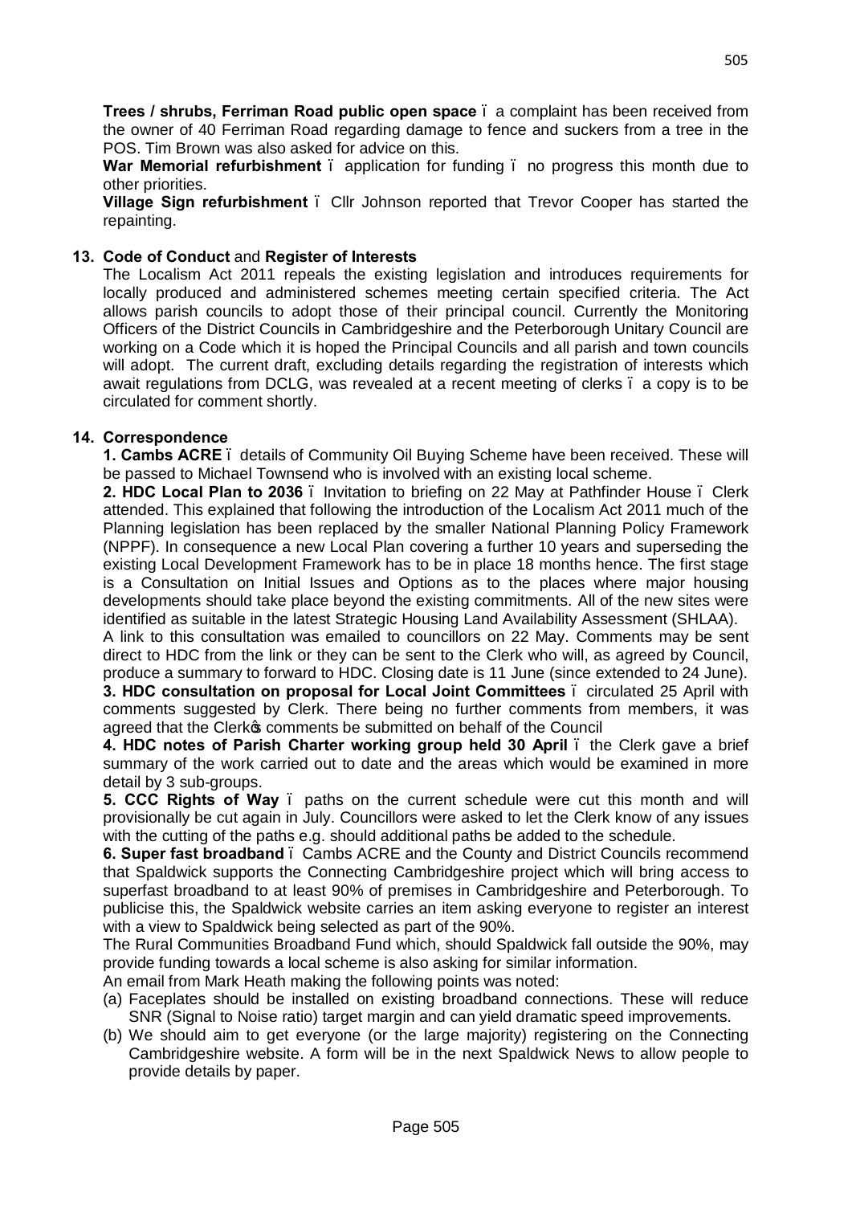**Trees / shrubs, Ferriman Road public open space** – a complaint has been received from the owner of 40 Ferriman Road regarding damage to fence and suckers from a tree in the POS. Tim Brown was also asked for advice on this.

**War Memorial refurbishment** – application for funding – no progress this month due to other priorities.

**Village Sign refurbishment** – Cllr Johnson reported that Trevor Cooper has started the repainting.

**13. Code of Conduct** and **Register of Interests**

The Localism Act 2011 repeals the existing legislation and introduces requirements for locally produced and administered schemes meeting certain specified criteria. The Act allows parish councils to adopt those of their principal council. Currently the Monitoring Officers of the District Councils in Cambridgeshire and the Peterborough Unitary Council are working on a Code which it is hoped the Principal Councils and all parish and town councils will adopt. The current draft, excluding details regarding the registration of interests which await regulations from DCLG, was revealed at a recent meeting of clerks – a copy is to be circulated for comment shortly.

**14. Correspondence**

**1. Cambs ACRE** – details of Community Oil Buying Scheme have been received. These will be passed to Michael Townsend who is involved with an existing local scheme.

**2. HDC Local Plan to 2036** – Invitation to briefing on 22 May at Pathfinder House – Clerk attended. This explained that following the introduction of the Localism Act 2011 much of the Planning legislation has been replaced by the smaller National Planning Policy Framework (NPPF). In consequence a new Local Plan covering a further 10 years and superseding the existing Local Development Framework has to be in place 18 months hence. The first stage is a Consultation on Initial Issues and Options as to the places where major housing developments should take place beyond the existing commitments. All of the new sites were identified as suitable in the latest Strategic Housing Land Availability Assessment (SHLAA).

A link to this consultation was emailed to councillors on 22 May. Comments may be sent direct to HDC from the link or they can be sent to the Clerk who will, as agreed by Council, produce a summary to forward to HDC. Closing date is 11 June (since extended to 24 June).

**3. HDC consultation on proposal for Local Joint Committees** – circulated 25 April with comments suggested by Clerk. There being no further comments from members, it was agreed that the Clerk's comments be submitted on behalf of the Council

**4. HDC notes of Parish Charter working group held 30 April** – the Clerk gave a brief summary of the work carried out to date and the areas which would be examined in more detail by 3 sub-groups.

**5. CCC Rights of Way** – paths on the current schedule were cut this month and will provisionally be cut again in July. Councillors were asked to let the Clerk know of any issues with the cutting of the paths e.g. should additional paths be added to the schedule.

**6. Super fast broadband** – Cambs ACRE and the County and District Councils recommend that Spaldwick supports the Connecting Cambridgeshire project which will bring access to superfast broadband to at least 90% of premises in Cambridgeshire and Peterborough. To publicise this, the Spaldwick website carries an item asking everyone to register an interest with a view to Spaldwick being selected as part of the 90%.

The Rural Communities Broadband Fund which, should Spaldwick fall outside the 90%, may provide funding towards a local scheme is also asking for similar information.

An email from Mark Heath making the following points was noted:

(a) Faceplates should be installed on existing broadband connections. These will reduce SNR (Signal to Noise ratio) target margin and can yield dramatic speed improvements.

(b) We should aim to get everyone (or the large majority) registering on the Connecting Cambridgeshire website. A form will be in the next Spaldwick News to allow people to provide details by paper.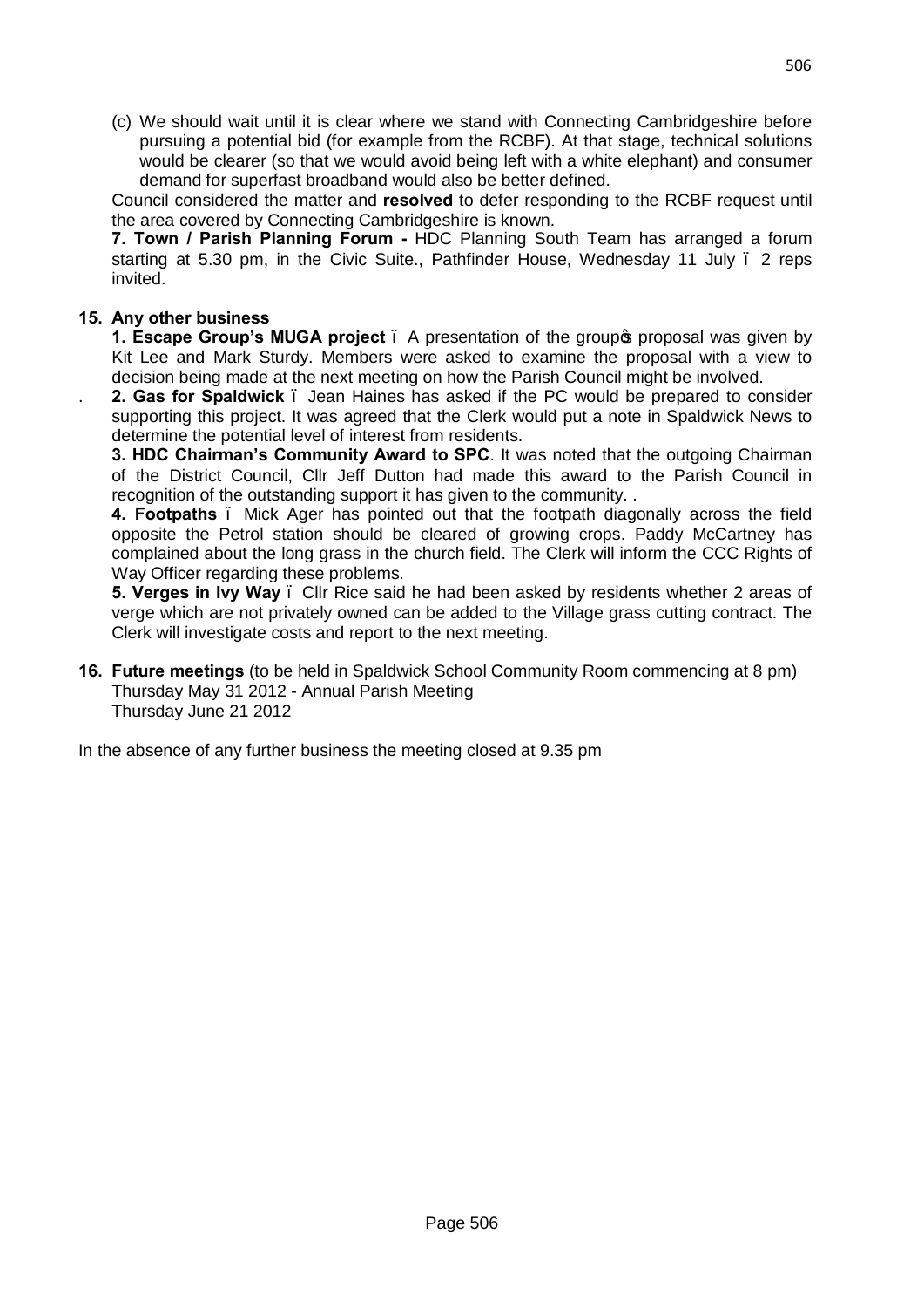(c) We should wait until it is clear where we stand with Connecting Cambridgeshire before pursuing a potential bid (for example from the RCBF). At that stage, technical solutions would be clearer (so that we would avoid being left with a white elephant) and consumer demand for superfast broadband would also be better defined.

Council considered the matter and **resolved** to defer responding to the RCBF request until the area covered by Connecting Cambridgeshire is known.

**7. Town / Parish Planning Forum -** HDC Planning South Team has arranged a forum starting at 5.30 pm, in the Civic Suite., Pathfinder House, Wednesday 11 July – 2 reps invited.

**15. Any other business**

**1. Escape Group's MUGA project** – A presentation of the group's proposal was given by Kit Lee and Mark Sturdy. Members were asked to examine the proposal with a view to decision being made at the next meeting on how the Parish Council might be involved.

**2. Gas for Spaldwick** – Jean Haines has asked if the PC would be prepared to consider supporting this project. It was agreed that the Clerk would put a note in Spaldwick News to determine the potential level of interest from residents.

**3. HDC Chairman's Community Award to SPC**. It was noted that the outgoing Chairman of the District Council, Cllr Jeff Dutton had made this award to the Parish Council in recognition of the outstanding support it has given to the community. .

**4. Footpaths** – Mick Ager has pointed out that the footpath diagonally across the field opposite the Petrol station should be cleared of growing crops. Paddy McCartney has complained about the long grass in the church field. The Clerk will inform the CCC Rights of Way Officer regarding these problems.

**5. Verges in Ivy Way** – Cllr Rice said he had been asked by residents whether 2 areas of verge which are not privately owned can be added to the Village grass cutting contract. The Clerk will investigate costs and report to the next meeting.

**16. Future meetings** (to be held in Spaldwick School Community Room commencing at 8 pm)
Thursday May 31 2012 - Annual Parish Meeting
Thursday June 21 2012

In the absence of any further business the meeting closed at 9.35 pm